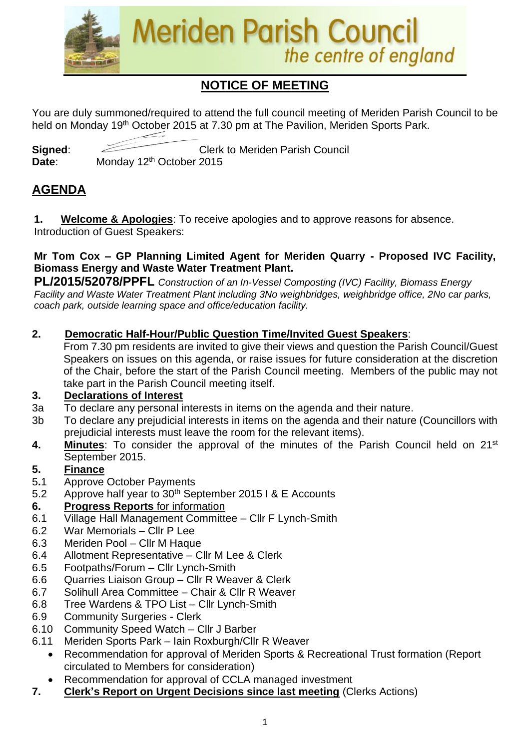# Meriden Parish Council
*the centre of england*

## NOTICE OF MEETING

You are duly summoned/required to attend the full council meeting of Meriden Parish Council to be held on Monday 19th October 2015 at 7.30 pm at The Pavilion, Meriden Sports Park.

**Signed**: Clerk to Meriden Parish Council
**Date**: Monday 12th October 2015

## AGENDA

1. **Welcome & Apologies**: To receive apologies and to approve reasons for absence. Introduction of Guest Speakers:

**Mr Tom Cox – GP Planning Limited Agent for Meriden Quarry - Proposed IVC Facility, Biomass Energy and Waste Water Treatment Plant.**

**PL/2015/52078/PPFL** *Construction of an In-Vessel Composting (IVC) Facility, Biomass Energy Facility and Waste Water Treatment Plant including 3No weighbridges, weighbridge office, 2No car parks, coach park, outside learning space and office/education facility.*

2. **Democratic Half-Hour/Public Question Time/Invited Guest Speakers**: From 7.30 pm residents are invited to give their views and question the Parish Council/Guest Speakers on issues on this agenda, or raise issues for future consideration at the discretion of the Chair, before the start of the Parish Council meeting. Members of the public may not take part in the Parish Council meeting itself.

3. **Declarations of Interest**
   - 3a To declare any personal interests in items on the agenda and their nature.
   - 3b To declare any prejudicial interests in items on the agenda and their nature (Councillors with prejudicial interests must leave the room for the relevant items).

4. **Minutes**: To consider the approval of the minutes of the Parish Council held on 21st September 2015.

5. **Finance**
   - 5.1 Approve October Payments
   - 5.2 Approve half year to 30th September 2015 I & E Accounts

6. **Progress Reports** for information
   - 6.1 Village Hall Management Committee – Cllr F Lynch-Smith
   - 6.2 War Memorials – Cllr P Lee
   - 6.3 Meriden Pool – Cllr M Haque
   - 6.4 Allotment Representative – Cllr M Lee & Clerk
   - 6.5 Footpaths/Forum – Cllr Lynch-Smith
   - 6.6 Quarries Liaison Group – Cllr R Weaver & Clerk
   - 6.7 Solihull Area Committee – Chair & Cllr R Weaver
   - 6.8 Tree Wardens & TPO List – Cllr Lynch-Smith
   - 6.9 Community Surgeries - Clerk
   - 6.10 Community Speed Watch – Cllr J Barber
   - 6.11 Meriden Sports Park – Iain Roxburgh/Cllr R Weaver
     - Recommendation for approval of Meriden Sports & Recreational Trust formation (Report circulated to Members for consideration)
     - Recommendation for approval of CCLA managed investment

7. **Clerk's Report on Urgent Decisions since last meeting** (Clerks Actions)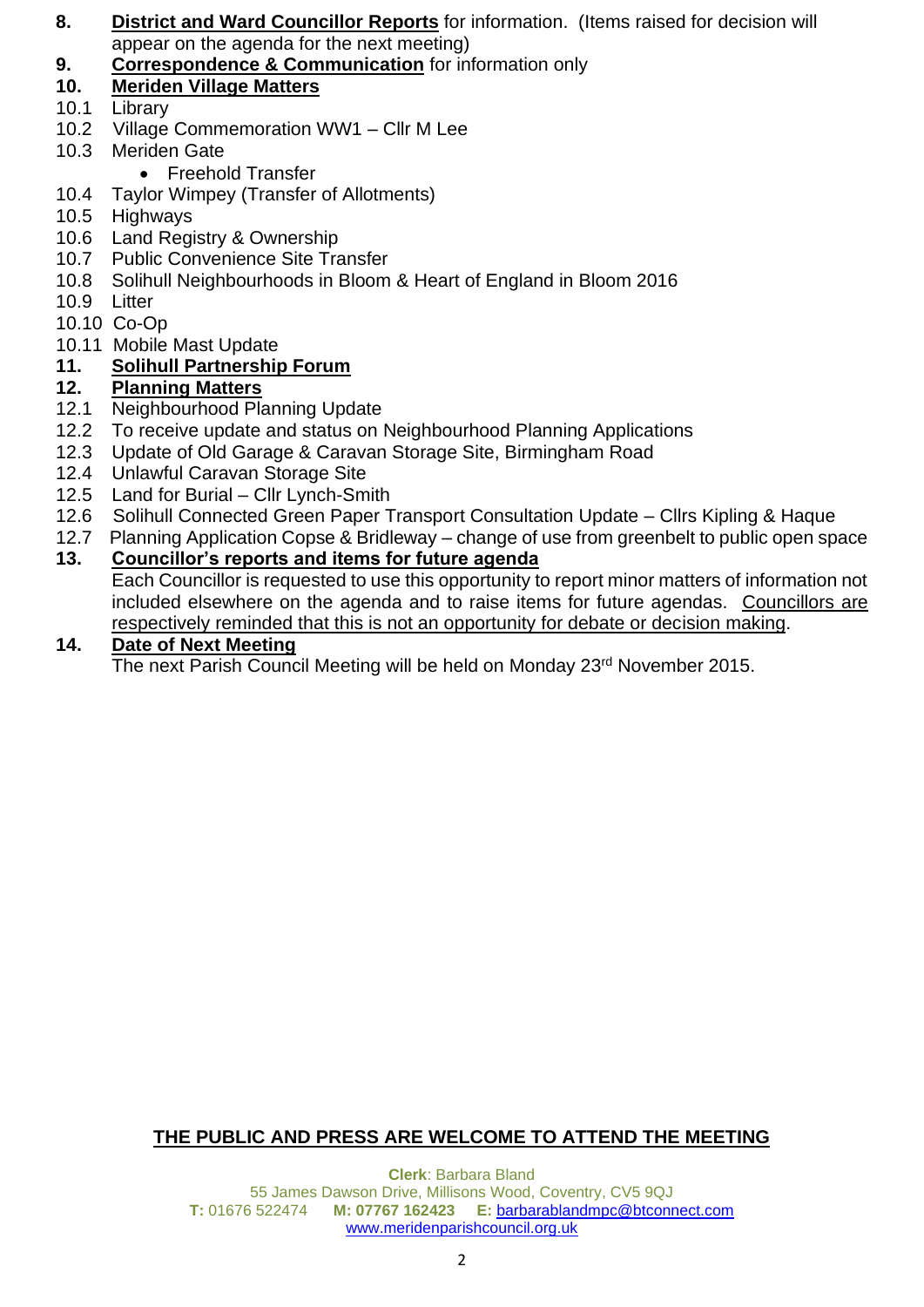**8.** **<u>District and Ward Councillor Reports</u>** for information. (Items raised for decision will appear on the agenda for the next meeting)

**9.** **<u>Correspondence & Communication</u>** for information only

**10.** **<u>Meriden Village Matters</u>**

10.1 Library

10.2 Village Commemoration WW1 – Cllr M Lee

10.3 Meriden Gate

- Freehold Transfer

10.4 Taylor Wimpey (Transfer of Allotments)

10.5 Highways

10.6 Land Registry & Ownership

10.7 Public Convenience Site Transfer

10.8 Solihull Neighbourhoods in Bloom & Heart of England in Bloom 2016

10.9 Litter

10.10 Co-Op

10.11 Mobile Mast Update

**11.** **<u>Solihull Partnership Forum</u>**

**12.** **<u>Planning Matters</u>**

12.1 Neighbourhood Planning Update

12.2 To receive update and status on Neighbourhood Planning Applications

12.3 Update of Old Garage & Caravan Storage Site, Birmingham Road

12.4 Unlawful Caravan Storage Site

12.5 Land for Burial – Cllr Lynch-Smith

12.6 Solihull Connected Green Paper Transport Consultation Update – Cllrs Kipling & Haque

12.7 Planning Application Copse & Bridleway – change of use from greenbelt to public open space

**13.** **<u>Councillor's reports and items for future agenda</u>**

Each Councillor is requested to use this opportunity to report minor matters of information not included elsewhere on the agenda and to raise items for future agendas. <u>Councillors are respectively reminded that this is not an opportunity for debate or decision making</u>.

**14.** **<u>Date of Next Meeting</u>**

The next Parish Council Meeting will be held on Monday 23rd November 2015.

**<u>THE PUBLIC AND PRESS ARE WELCOME TO ATTEND THE MEETING</u>**

**Clerk**: Barbara Bland
55 James Dawson Drive, Millisons Wood, Coventry, CV5 9QJ
**T:** 01676 522474 **M: 07767 162423** **E:** barbarablandmpc@btconnect.com
www.meridenparishcouncil.org.uk